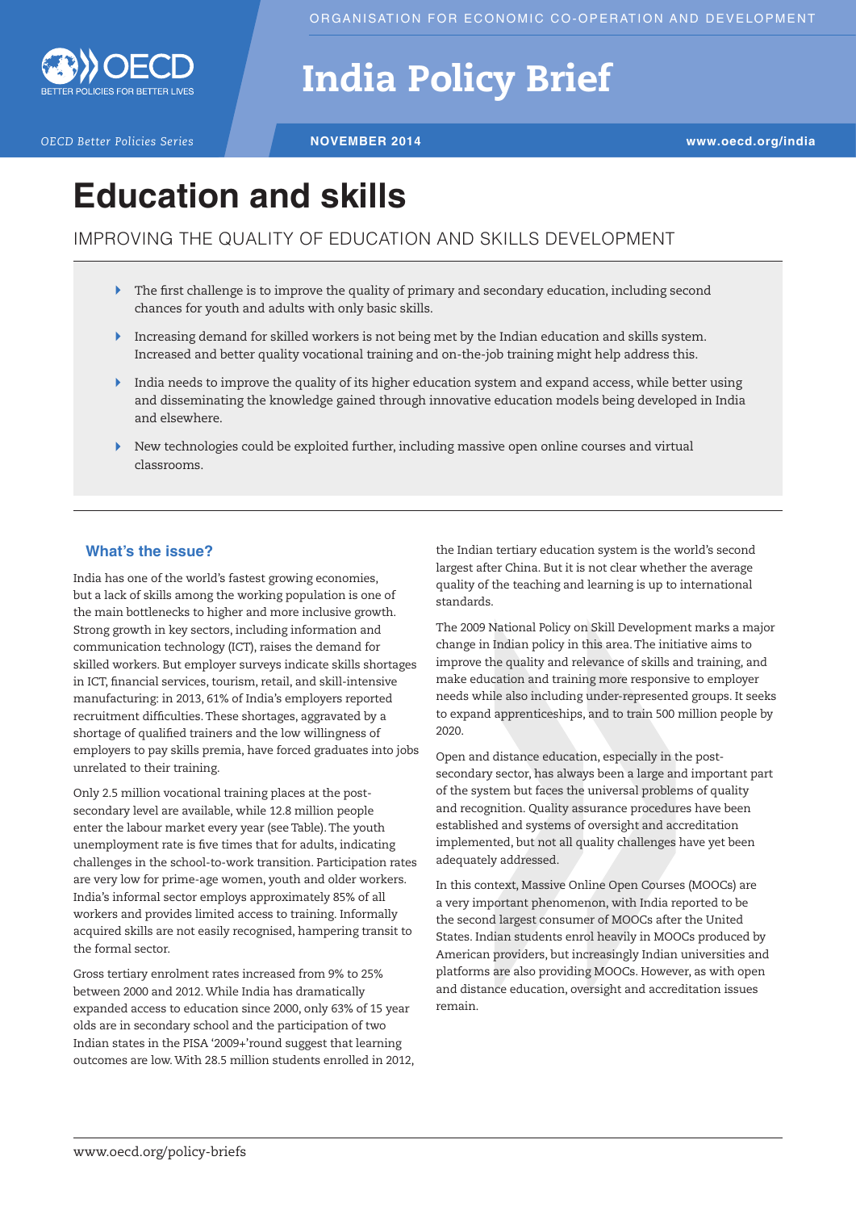ORGANISATION FOR ECONOMIC CO-OPERATION AND DEVELOPMENT

# India Policy Brief

*OECD Better Policies Series*

**NOVEMBER 2014**

**www.oecd.org/india**

# Education and skills

## IMPROVING THE QUALITY OF EDUCATION AND SKILLS DEVELOPMENT

- The first challenge is to improve the quality of primary and secondary education, including second chances for youth and adults with only basic skills.
- Increasing demand for skilled workers is not being met by the Indian education and skills system. Increased and better quality vocational training and on-the-job training might help address this.
- India needs to improve the quality of its higher education system and expand access, while better using and disseminating the knowledge gained through innovative education models being developed in India and elsewhere.
- New technologies could be exploited further, including massive open online courses and virtual classrooms.

### What's the issue?

India has one of the world's fastest growing economies, but a lack of skills among the working population is one of the main bottlenecks to higher and more inclusive growth. Strong growth in key sectors, including information and communication technology (ICT), raises the demand for skilled workers. But employer surveys indicate skills shortages in ICT, financial services, tourism, retail, and skill-intensive manufacturing: in 2013, 61% of India's employers reported recruitment difficulties. These shortages, aggravated by a shortage of qualified trainers and the low willingness of employers to pay skills premia, have forced graduates into jobs unrelated to their training.

Only 2.5 million vocational training places at the post-secondary level are available, while 12.8 million people enter the labour market every year (see Table). The youth unemployment rate is five times that for adults, indicating challenges in the school-to-work transition. Participation rates are very low for prime-age women, youth and older workers. India's informal sector employs approximately 85% of all workers and provides limited access to training. Informally acquired skills are not easily recognised, hampering transit to the formal sector.

Gross tertiary enrolment rates increased from 9% to 25% between 2000 and 2012. While India has dramatically expanded access to education since 2000, only 63% of 15 year olds are in secondary school and the participation of two Indian states in the PISA '2009+'round suggest that learning outcomes are low. With 28.5 million students enrolled in 2012, the Indian tertiary education system is the world's second largest after China. But it is not clear whether the average quality of the teaching and learning is up to international standards.

The 2009 National Policy on Skill Development marks a major change in Indian policy in this area. The initiative aims to improve the quality and relevance of skills and training, and make education and training more responsive to employer needs while also including under-represented groups. It seeks to expand apprenticeships, and to train 500 million people by 2020.

Open and distance education, especially in the post-secondary sector, has always been a large and important part of the system but faces the universal problems of quality and recognition. Quality assurance procedures have been established and systems of oversight and accreditation implemented, but not all quality challenges have yet been adequately addressed.

In this context, Massive Online Open Courses (MOOCs) are a very important phenomenon, with India reported to be the second largest consumer of MOOCs after the United States. Indian students enrol heavily in MOOCs produced by American providers, but increasingly Indian universities and platforms are also providing MOOCs. However, as with open and distance education, oversight and accreditation issues remain.

www.oecd.org/policy-briefs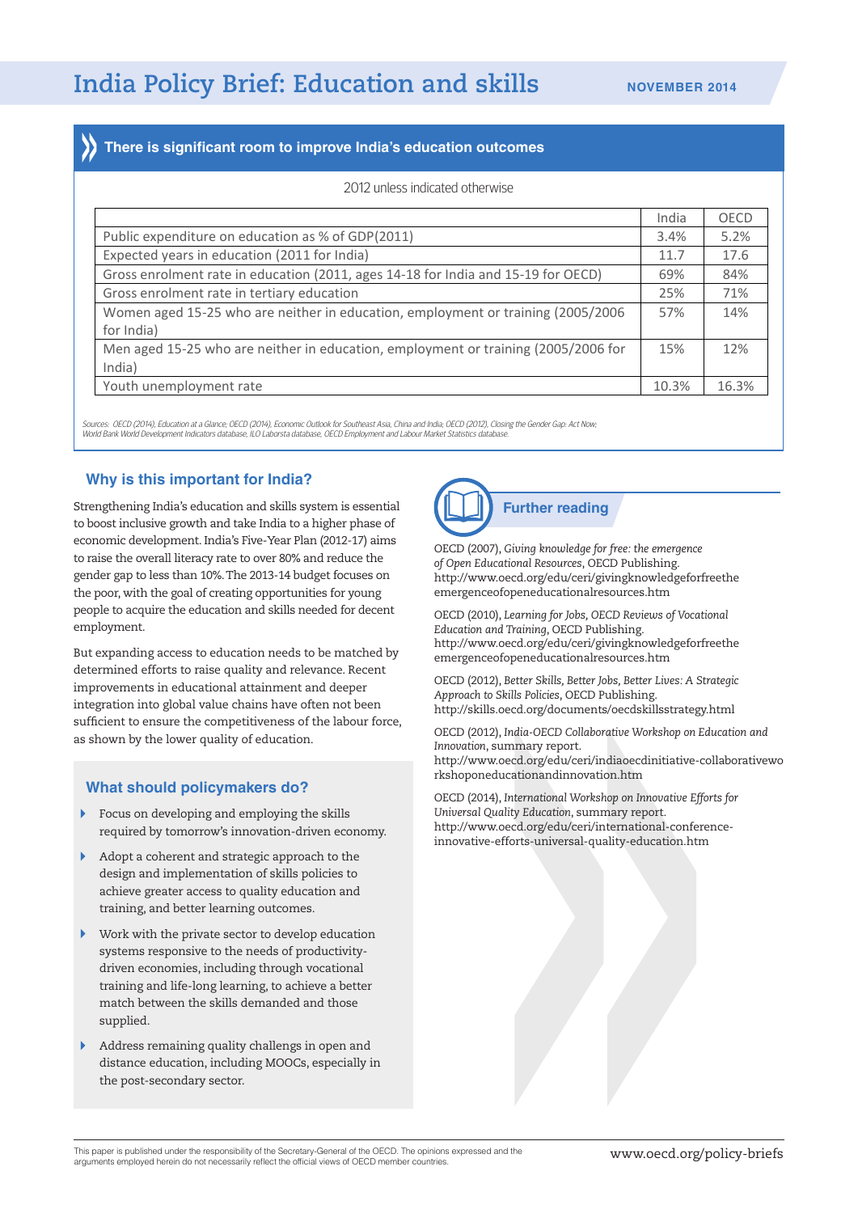# India Policy Brief: Education and skills

**NOVEMBER 2014**

## There is significant room to improve India's education outcomes

2012 unless indicated otherwise

| | India | OECD |
|---|---|---|
| Public expenditure on education as % of GDP(2011) | 3.4% | 5.2% |
| Expected years in education (2011 for India) | 11.7 | 17.6 |
| Gross enrolment rate in education (2011, ages 14-18 for India and 15-19 for OECD) | 69% | 84% |
| Gross enrolment rate in tertiary education | 25% | 71% |
| Women aged 15-25 who are neither in education, employment or training (2005/2006 for India) | 57% | 14% |
| Men aged 15-25 who are neither in education, employment or training (2005/2006 for India) | 15% | 12% |
| Youth unemployment rate | 10.3% | 16.3% |

*Sources: OECD (2014), Education at a Glance; OECD (2014), Economic Outlook for Southeast Asia, China and India; OECD (2012), Closing the Gender Gap: Act Now; World Bank World Development Indicators database, ILO Laborsta database, OECD Employment and Labour Market Statistics database.*

### Why is this important for India?

Strengthening India's education and skills system is essential to boost inclusive growth and take India to a higher phase of economic development. India's Five-Year Plan (2012-17) aims to raise the overall literacy rate to over 80% and reduce the gender gap to less than 10%. The 2013-14 budget focuses on the poor, with the goal of creating opportunities for young people to acquire the education and skills needed for decent employment.

But expanding access to education needs to be matched by determined efforts to raise quality and relevance. Recent improvements in educational attainment and deeper integration into global value chains have often not been sufficient to ensure the competitiveness of the labour force, as shown by the lower quality of education.

### What should policymakers do?

- Focus on developing and employing the skills required by tomorrow's innovation-driven economy.
- Adopt a coherent and strategic approach to the design and implementation of skills policies to achieve greater access to quality education and training, and better learning outcomes.
- Work with the private sector to develop education systems responsive to the needs of productivity-driven economies, including through vocational training and life-long learning, to achieve a better match between the skills demanded and those supplied.
- Address remaining quality challengs in open and distance education, including MOOCs, especially in the post-secondary sector.

### Further reading

OECD (2007), *Giving knowledge for free: the emergence of Open Educational Resources*, OECD Publishing. http://www.oecd.org/edu/ceri/givingknowledgeforfreetheemergenceofopeneducationalresources.htm

OECD (2010), *Learning for Jobs, OECD Reviews of Vocational Education and Training*, OECD Publishing. http://www.oecd.org/edu/ceri/givingknowledgeforfreetheemergenceofopeneducationalresources.htm

OECD (2012), *Better Skills, Better Jobs, Better Lives: A Strategic Approach to Skills Policies*, OECD Publishing. http://skills.oecd.org/documents/oecdskillsstrategy.html

OECD (2012), *India-OECD Collaborative Workshop on Education and Innovation*, summary report. http://www.oecd.org/edu/ceri/indiaoecdinitiative-collaborativeworkshoponeducationandinnovation.htm

OECD (2014), *International Workshop on Innovative Efforts for Universal Quality Education*, summary report. http://www.oecd.org/edu/ceri/international-conference-innovative-efforts-universal-quality-education.htm

This paper is published under the responsibility of the Secretary-General of the OECD. The opinions expressed and the arguments employed herein do not necessarily reflect the official views of OECD member countries.

www.oecd.org/policy-briefs